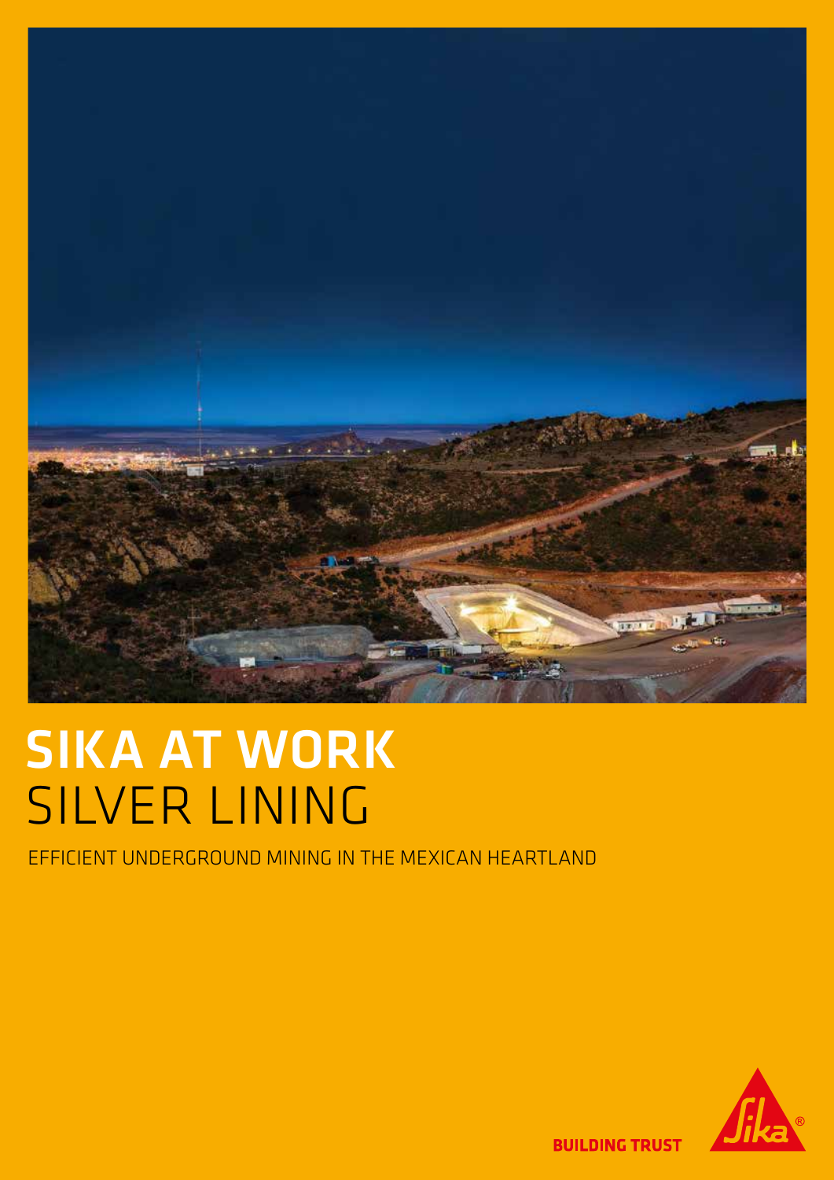# SIKA AT WORK
## SILVER LINING

EFFICIENT UNDERGROUND MINING IN THE MEXICAN HEARTLAND

BUILDING TRUST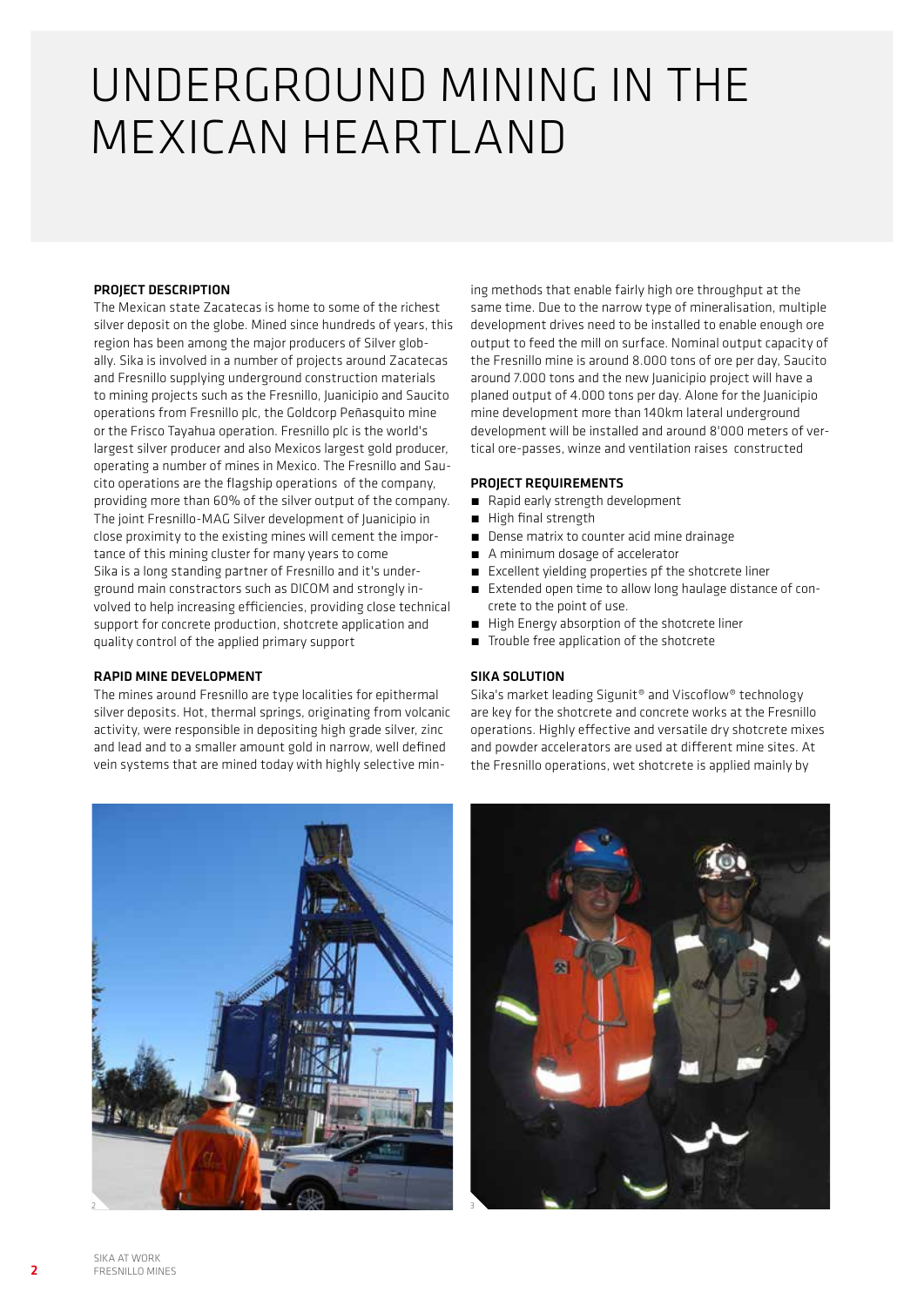# UNDERGROUND MINING IN THE MEXICAN HEARTLAND

### PROJECT DESCRIPTION

The Mexican state Zacatecas is home to some of the richest silver deposit on the globe. Mined since hundreds of years, this region has been among the major producers of Silver globally. Sika is involved in a number of projects around Zacatecas and Fresnillo supplying underground construction materials to mining projects such as the Fresnillo, Juanicipio and Saucito operations from Fresnillo plc, the Goldcorp Peñasquito mine or the Frisco Tayahua operation. Fresnillo plc is the world's largest silver producer and also Mexicos largest gold producer, operating a number of mines in Mexico. The Fresnillo and Saucito operations are the flagship operations of the company, providing more than 60% of the silver output of the company. The joint Fresnillo-MAG Silver development of Juanicipio in close proximity to the existing mines will cement the importance of this mining cluster for many years to come
Sika is a long standing partner of Fresnillo and it's underground main constractors such as DICOM and strongly involved to help increasing efficiencies, providing close technical support for concrete production, shotcrete application and quality control of the applied primary support

### RAPID MINE DEVELOPMENT

The mines around Fresnillo are type localities for epithermal silver deposits. Hot, thermal springs, originating from volcanic activity, were responsible in depositing high grade silver, zinc and lead and to a smaller amount gold in narrow, well defined vein systems that are mined today with highly selective mining methods that enable fairly high ore throughput at the same time. Due to the narrow type of mineralisation, multiple development drives need to be installed to enable enough ore output to feed the mill on surface. Nominal output capacity of the Fresnillo mine is around 8.000 tons of ore per day, Saucito around 7.000 tons and the new Juanicipio project will have a planed output of 4.000 tons per day. Alone for the Juanicipio mine development more than 140km lateral underground development will be installed and around 8'000 meters of vertical ore-passes, winze and ventilation raises constructed

### PROJECT REQUIREMENTS

- Rapid early strength development
- High final strength
- Dense matrix to counter acid mine drainage
- A minimum dosage of accelerator
- Excellent yielding properties pf the shotcrete liner
- Extended open time to allow long haulage distance of concrete to the point of use.
- High Energy absorption of the shotcrete liner
- Trouble free application of the shotcrete

### SIKA SOLUTION

Sika's market leading Sigunit® and Viscoflow® technology are key for the shotcrete and concrete works at the Fresnillo operations. Highly effective and versatile dry shotcrete mixes and powder accelerators are used at different mine sites. At the Fresnillo operations, wet shotcrete is applied mainly by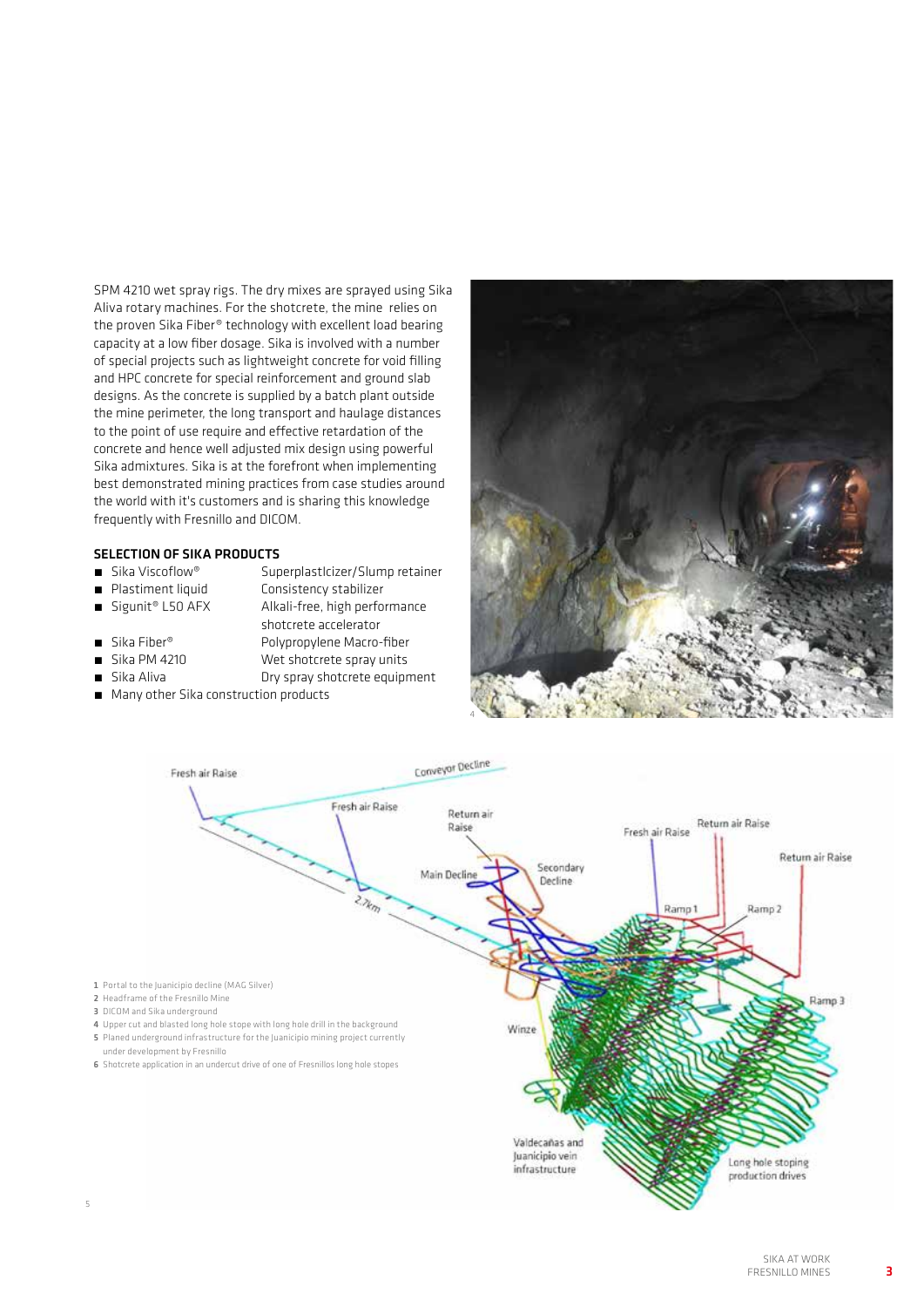SPM 4210 wet spray rigs. The dry mixes are sprayed using Sika Aliva rotary machines. For the shotcrete, the mine relies on the proven Sika Fiber® technology with excellent load bearing capacity at a low fiber dosage. Sika is involved with a number of special projects such as lightweight concrete for void filling and HPC concrete for special reinforcement and ground slab designs. As the concrete is supplied by a batch plant outside the mine perimeter, the long transport and haulage distances to the point of use require and effective retardation of the concrete and hence well adjusted mix design using powerful Sika admixtures. Sika is at the forefront when implementing best demonstrated mining practices from case studies around the world with it's customers and is sharing this knowledge frequently with Fresnillo and DICOM.

### SELECTION OF SIKA PRODUCTS

- Sika Viscoflow® — Superplastlcizer/Slump retainer
- Plastiment liquid — Consistency stabilizer
- Sigunit® L50 AFX — Alkali-free, high performance shotcrete accelerator
- Sika Fiber® — Polypropylene Macro-fiber
- Sika PM 4210 — Wet shotcrete spray units
- Sika Aliva — Dry spray shotcrete equipment
- Many other Sika construction products

1 Portal to the Juanicipio decline (MAG Silver)
2 Headframe of the Fresnillo Mine
3 DICOM and Sika underground
4 Upper cut and blasted long hole stope with long hole drill in the background
5 Planed underground infrastructure for the Juanicipio mining project currently under development by Fresnillo
6 Shotcrete application in an undercut drive of one of Fresnillos long hole stopes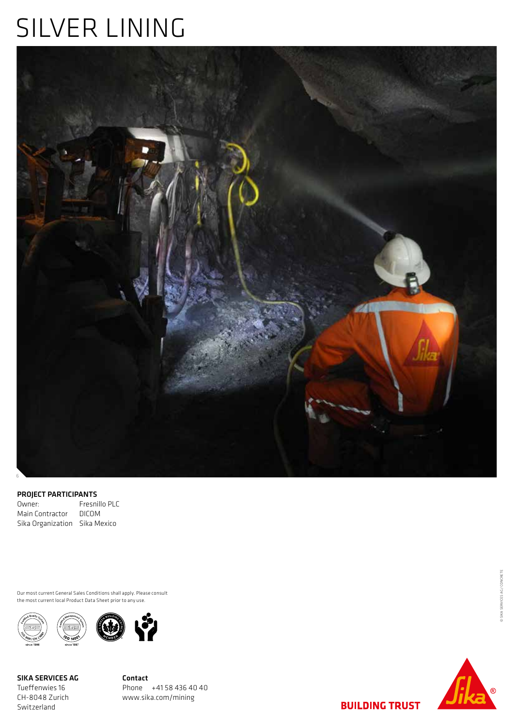# SILVER LINING

**PROJECT PARTICIPANTS**

| | |
|---|---|
| Owner: | Fresnillo PLC |
| Main Contractor | DICOM |
| Sika Organization | Sika Mexico |

Our most current General Sales Conditions shall apply. Please consult the most current local Product Data Sheet prior to any use.

**SIKA SERVICES AG**
Tueffenwies 16
CH-8048 Zurich
Switzerland

**Contact**
Phone +41 58 436 40 40
www.sika.com/mining

**BUILDING TRUST**

© SIKA SERVICES AG / CONCRETE